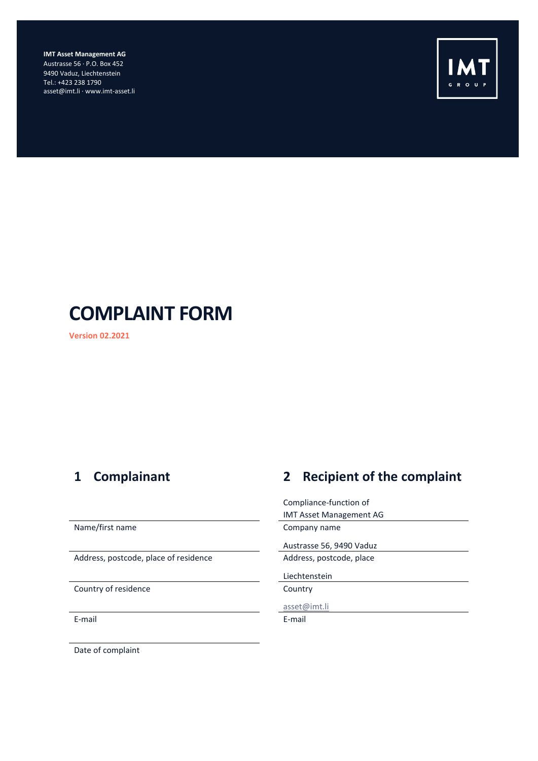**IMT Asset Management AG**
Austrasse 56 · P.O. Box 452
9490 Vaduz, Liechtenstein
Tel.: +423 238 1790
asset@imt.li · www.imt-asset.li

IMT GROUP

# COMPLAINT FORM

**Version 02.2021**

## 1 Complainant

_______________________________
Name/first name

_______________________________
Address, postcode, place of residence

_______________________________
Country of residence

_______________________________
E-mail

_______________________________
Date of complaint

## 2 Recipient of the complaint

Compliance-function of
IMT Asset Management AG
Company name

Austrasse 56, 9490 Vaduz
Address, postcode, place

Liechtenstein
Country

asset@imt.li
E-mail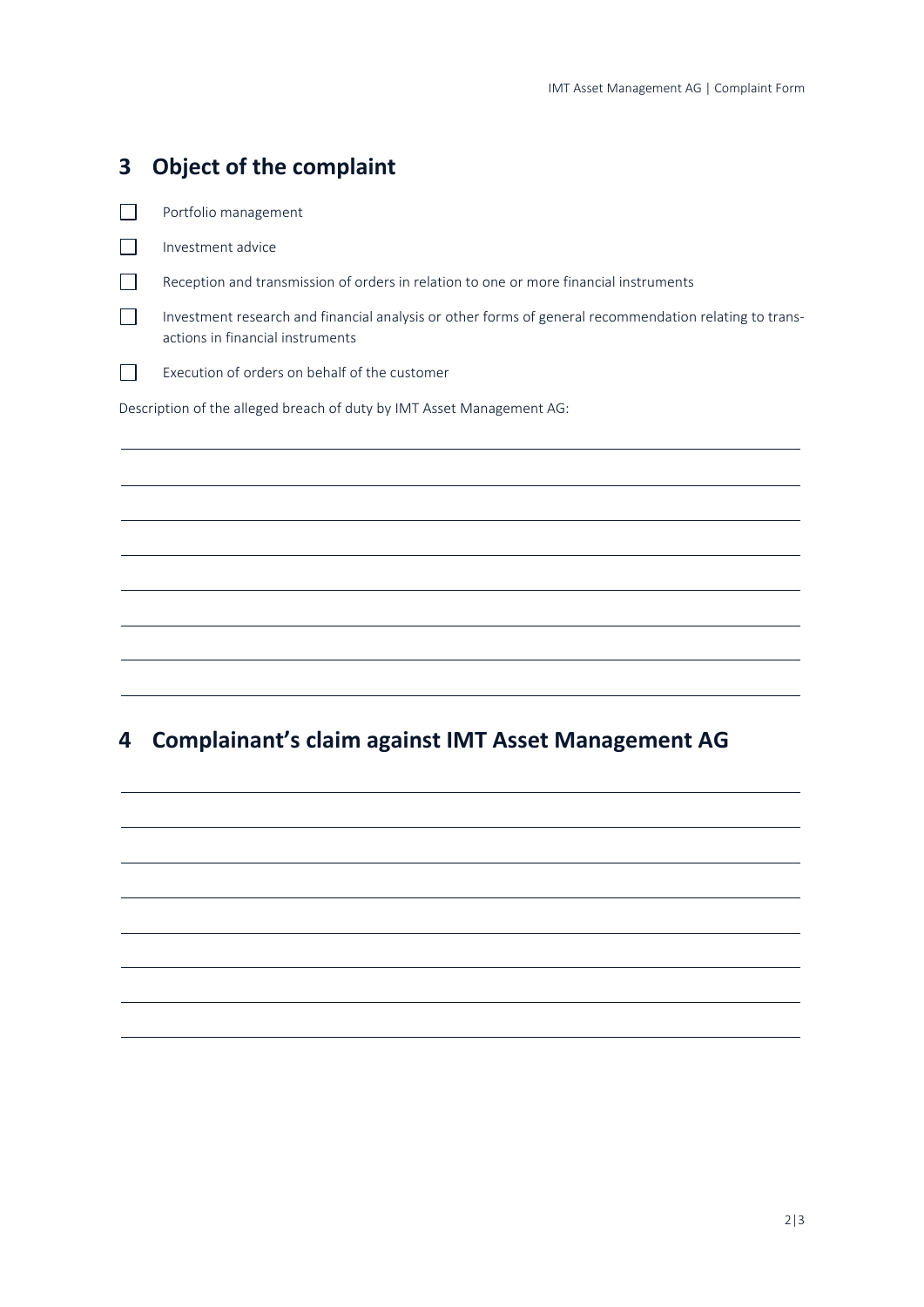## 3 Object of the complaint

- [ ] Portfolio management
- [ ] Investment advice
- [ ] Reception and transmission of orders in relation to one or more financial instruments
- [ ] Investment research and financial analysis or other forms of general recommendation relating to transactions in financial instruments
- [ ] Execution of orders on behalf of the customer

Description of the alleged breach of duty by IMT Asset Management AG:

## 4 Complainant's claim against IMT Asset Management AG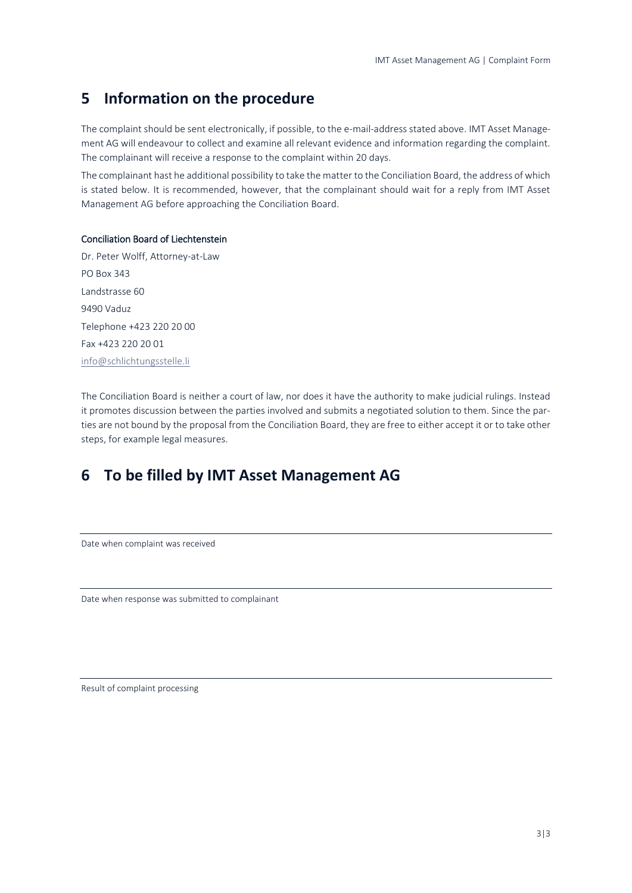## 5 Information on the procedure

The complaint should be sent electronically, if possible, to the e-mail-address stated above. IMT Asset Management AG will endeavour to collect and examine all relevant evidence and information regarding the complaint. The complainant will receive a response to the complaint within 20 days.

The complainant hast he additional possibility to take the matter to the Conciliation Board, the address of which is stated below. It is recommended, however, that the complainant should wait for a reply from IMT Asset Management AG before approaching the Conciliation Board.

**Conciliation Board of Liechtenstein**

Dr. Peter Wolff, Attorney-at-Law
PO Box 343
Landstrasse 60
9490 Vaduz
Telephone +423 220 20 00
Fax +423 220 20 01
info@schlichtungsstelle.li

The Conciliation Board is neither a court of law, nor does it have the authority to make judicial rulings. Instead it promotes discussion between the parties involved and submits a negotiated solution to them. Since the parties are not bound by the proposal from the Conciliation Board, they are free to either accept it or to take other steps, for example legal measures.

## 6 To be filled by IMT Asset Management AG

Date when complaint was received

Date when response was submitted to complainant

Result of complaint processing